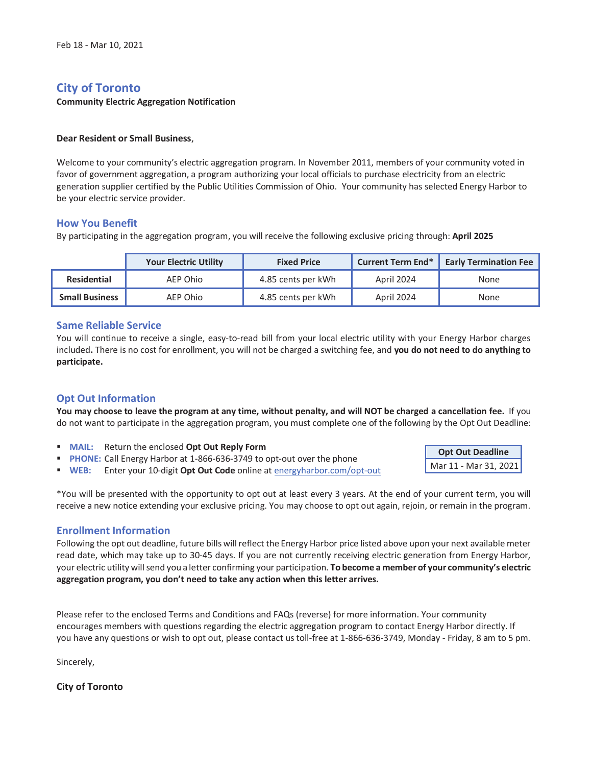Feb 18 - Mar 10, 2021

# City of Toronto

**Community Electric Aggregation Notification**

**Dear Resident or Small Business**,

Welcome to your community's electric aggregation program. In November 2011, members of your community voted in favor of government aggregation, a program authorizing your local officials to purchase electricity from an electric generation supplier certified by the Public Utilities Commission of Ohio. Your community has selected Energy Harbor to be your electric service provider.

## How You Benefit

By participating in the aggregation program, you will receive the following exclusive pricing through: **April 2025**

| | Your Electric Utility | Fixed Price | Current Term End* | Early Termination Fee |
|---|---|---|---|---|
| **Residential** | AEP Ohio | 4.85 cents per kWh | April 2024 | None |
| **Small Business** | AEP Ohio | 4.85 cents per kWh | April 2024 | None |

## Same Reliable Service

You will continue to receive a single, easy-to-read bill from your local electric utility with your Energy Harbor charges included**.** There is no cost for enrollment, you will not be charged a switching fee, and **you do not need to do anything to participate.**

## Opt Out Information

**You may choose to leave the program at any time, without penalty, and will NOT be charged a cancellation fee.** If you do not want to participate in the aggregation program, you must complete one of the following by the Opt Out Deadline:

- **MAIL:** Return the enclosed **Opt Out Reply Form**
- **PHONE:** Call Energy Harbor at 1-866-636-3749 to opt-out over the phone
- **WEB:** Enter your 10-digit **Opt Out Code** online at energyharbor.com/opt-out

| Opt Out Deadline |
|---|
| Mar 11 - Mar 31, 2021 |

*You will be presented with the opportunity to opt out at least every 3 years. At the end of your current term, you will receive a new notice extending your exclusive pricing. You may choose to opt out again, rejoin, or remain in the program.

## Enrollment Information

Following the opt out deadline, future bills will reflect the Energy Harbor price listed above upon your next available meter read date, which may take up to 30-45 days. If you are not currently receiving electric generation from Energy Harbor, your electric utility will send you a letter confirming your participation. **To become a member of your community's electric aggregation program, you don't need to take any action when this letter arrives.**

Please refer to the enclosed Terms and Conditions and FAQs (reverse) for more information. Your community encourages members with questions regarding the electric aggregation program to contact Energy Harbor directly. If you have any questions or wish to opt out, please contact us toll-free at 1-866-636-3749, Monday - Friday, 8 am to 5 pm.

Sincerely,

**City of Toronto**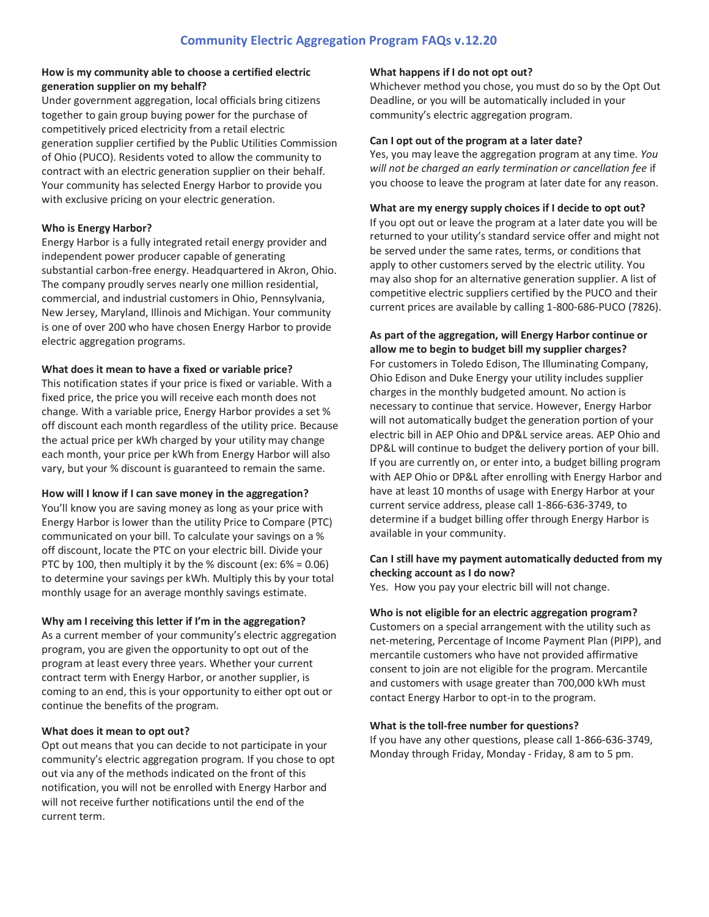# Community Electric Aggregation Program FAQs v.12.20

**How is my community able to choose a certified electric generation supplier on my behalf?**
Under government aggregation, local officials bring citizens together to gain group buying power for the purchase of competitively priced electricity from a retail electric generation supplier certified by the Public Utilities Commission of Ohio (PUCO). Residents voted to allow the community to contract with an electric generation supplier on their behalf. Your community has selected Energy Harbor to provide you with exclusive pricing on your electric generation.

**Who is Energy Harbor?**
Energy Harbor is a fully integrated retail energy provider and independent power producer capable of generating substantial carbon-free energy. Headquartered in Akron, Ohio. The company proudly serves nearly one million residential, commercial, and industrial customers in Ohio, Pennsylvania, New Jersey, Maryland, Illinois and Michigan. Your community is one of over 200 who have chosen Energy Harbor to provide electric aggregation programs.

**What does it mean to have a fixed or variable price?**
This notification states if your price is fixed or variable. With a fixed price, the price you will receive each month does not change. With a variable price, Energy Harbor provides a set % off discount each month regardless of the utility price. Because the actual price per kWh charged by your utility may change each month, your price per kWh from Energy Harbor will also vary, but your % discount is guaranteed to remain the same.

**How will I know if I can save money in the aggregation?**
You'll know you are saving money as long as your price with Energy Harbor is lower than the utility Price to Compare (PTC) communicated on your bill. To calculate your savings on a % off discount, locate the PTC on your electric bill. Divide your PTC by 100, then multiply it by the % discount (ex: 6% = 0.06) to determine your savings per kWh. Multiply this by your total monthly usage for an average monthly savings estimate.

**Why am I receiving this letter if I'm in the aggregation?**
As a current member of your community's electric aggregation program, you are given the opportunity to opt out of the program at least every three years. Whether your current contract term with Energy Harbor, or another supplier, is coming to an end, this is your opportunity to either opt out or continue the benefits of the program.

**What does it mean to opt out?**
Opt out means that you can decide to not participate in your community's electric aggregation program. If you chose to opt out via any of the methods indicated on the front of this notification, you will not be enrolled with Energy Harbor and will not receive further notifications until the end of the current term.

**What happens if I do not opt out?**
Whichever method you chose, you must do so by the Opt Out Deadline, or you will be automatically included in your community's electric aggregation program.

**Can I opt out of the program at a later date?**
Yes, you may leave the aggregation program at any time. *You will not be charged an early termination or cancellation fee* if you choose to leave the program at later date for any reason.

**What are my energy supply choices if I decide to opt out?**
If you opt out or leave the program at a later date you will be returned to your utility's standard service offer and might not be served under the same rates, terms, or conditions that apply to other customers served by the electric utility. You may also shop for an alternative generation supplier. A list of competitive electric suppliers certified by the PUCO and their current prices are available by calling 1-800-686-PUCO (7826).

**As part of the aggregation, will Energy Harbor continue or allow me to begin to budget bill my supplier charges?**
For customers in Toledo Edison, The Illuminating Company, Ohio Edison and Duke Energy your utility includes supplier charges in the monthly budgeted amount. No action is necessary to continue that service. However, Energy Harbor will not automatically budget the generation portion of your electric bill in AEP Ohio and DP&L service areas. AEP Ohio and DP&L will continue to budget the delivery portion of your bill. If you are currently on, or enter into, a budget billing program with AEP Ohio or DP&L after enrolling with Energy Harbor and have at least 10 months of usage with Energy Harbor at your current service address, please call 1-866-636-3749, to determine if a budget billing offer through Energy Harbor is available in your community.

**Can I still have my payment automatically deducted from my checking account as I do now?**
Yes. How you pay your electric bill will not change.

**Who is not eligible for an electric aggregation program?**
Customers on a special arrangement with the utility such as net-metering, Percentage of Income Payment Plan (PIPP), and mercantile customers who have not provided affirmative consent to join are not eligible for the program. Mercantile and customers with usage greater than 700,000 kWh must contact Energy Harbor to opt-in to the program.

**What is the toll-free number for questions?**
If you have any other questions, please call 1-866-636-3749, Monday through Friday, Monday - Friday, 8 am to 5 pm.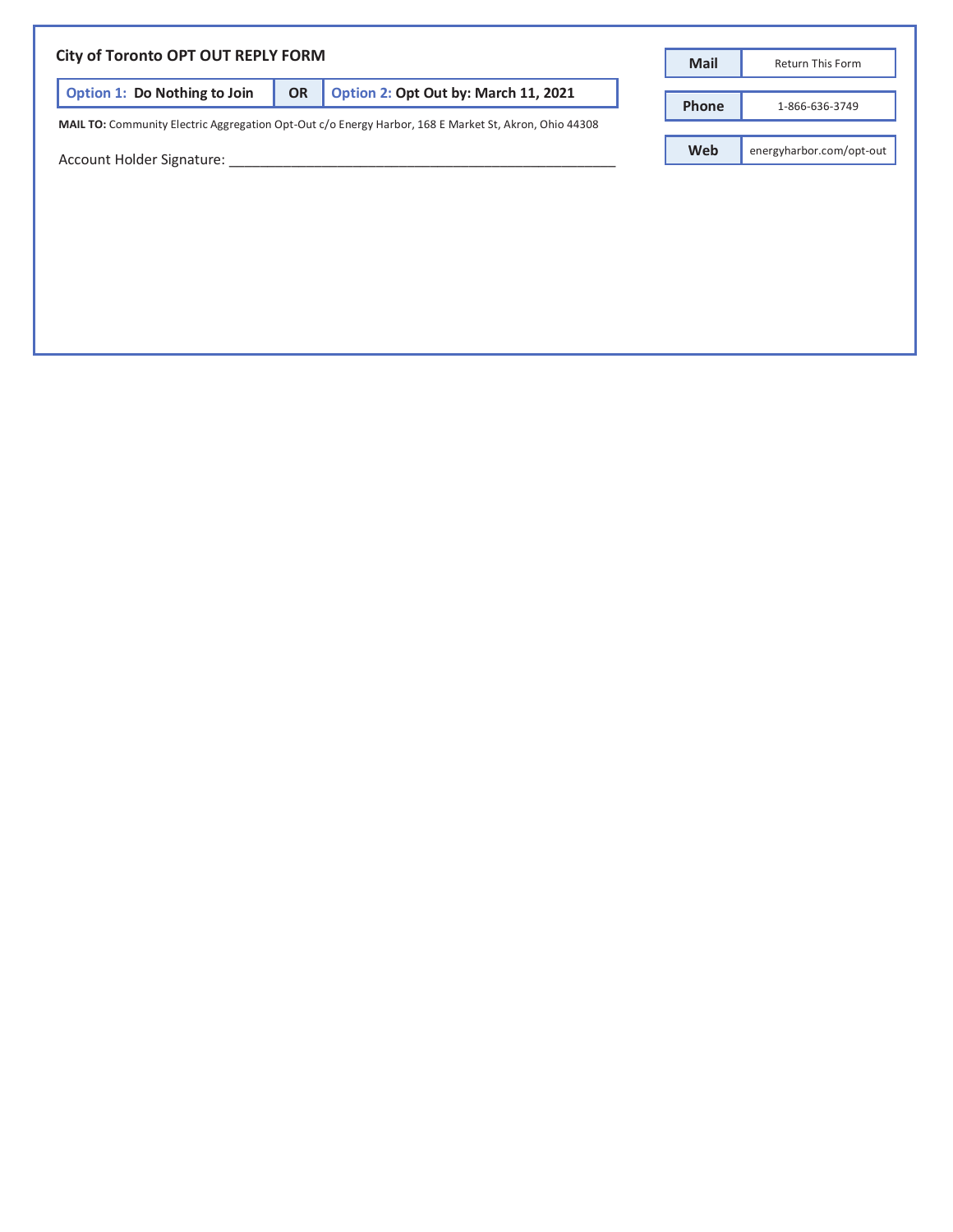## City of Toronto OPT OUT REPLY FORM

| Option 1: Do Nothing to Join | OR | Option 2: Opt Out by: March 11, 2021 |
|---|---|---|

**MAIL TO:** Community Electric Aggregation Opt-Out c/o Energy Harbor, 168 E Market St, Akron, Ohio 44308

Account Holder Signature: ______________________________________________

| | |
|---|---|
| **Mail** | Return This Form |
| **Phone** | 1-866-636-3749 |
| **Web** | energyharbor.com/opt-out |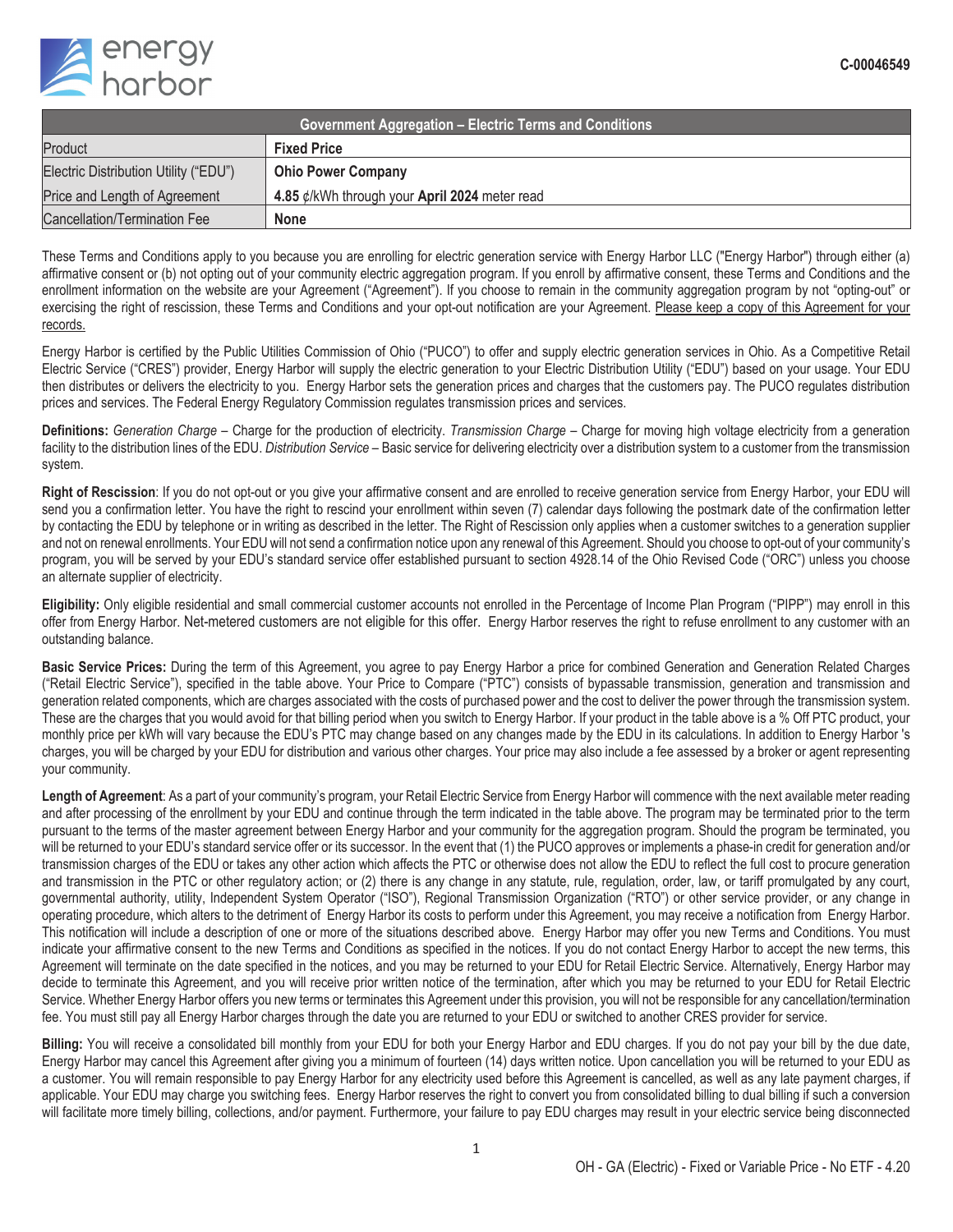C-00046549

| Government Aggregation – Electric Terms and Conditions | |
|---|---|
| Product | **Fixed Price** |
| Electric Distribution Utility ("EDU") | **Ohio Power Company** |
| Price and Length of Agreement | **4.85** ¢/kWh through your **April 2024** meter read |
| Cancellation/Termination Fee | **None** |

These Terms and Conditions apply to you because you are enrolling for electric generation service with Energy Harbor LLC ("Energy Harbor") through either (a) affirmative consent or (b) not opting out of your community electric aggregation program. If you enroll by affirmative consent, these Terms and Conditions and the enrollment information on the website are your Agreement ("Agreement"). If you choose to remain in the community aggregation program by not "opting-out" or exercising the right of rescission, these Terms and Conditions and your opt-out notification are your Agreement. Please keep a copy of this Agreement for your records.

Energy Harbor is certified by the Public Utilities Commission of Ohio ("PUCO") to offer and supply electric generation services in Ohio. As a Competitive Retail Electric Service ("CRES") provider, Energy Harbor will supply the electric generation to your Electric Distribution Utility ("EDU") based on your usage. Your EDU then distributes or delivers the electricity to you. Energy Harbor sets the generation prices and charges that the customers pay. The PUCO regulates distribution prices and services. The Federal Energy Regulatory Commission regulates transmission prices and services.

**Definitions:** *Generation Charge* – Charge for the production of electricity. *Transmission Charge* – Charge for moving high voltage electricity from a generation facility to the distribution lines of the EDU. *Distribution Service* – Basic service for delivering electricity over a distribution system to a customer from the transmission system.

**Right of Rescission**: If you do not opt-out or you give your affirmative consent and are enrolled to receive generation service from Energy Harbor, your EDU will send you a confirmation letter. You have the right to rescind your enrollment within seven (7) calendar days following the postmark date of the confirmation letter by contacting the EDU by telephone or in writing as described in the letter. The Right of Rescission only applies when a customer switches to a generation supplier and not on renewal enrollments. Your EDU will not send a confirmation notice upon any renewal of this Agreement. Should you choose to opt-out of your community's program, you will be served by your EDU's standard service offer established pursuant to section 4928.14 of the Ohio Revised Code ("ORC") unless you choose an alternate supplier of electricity.

**Eligibility:** Only eligible residential and small commercial customer accounts not enrolled in the Percentage of Income Plan Program ("PIPP") may enroll in this offer from Energy Harbor. Net-metered customers are not eligible for this offer. Energy Harbor reserves the right to refuse enrollment to any customer with an outstanding balance.

**Basic Service Prices:** During the term of this Agreement, you agree to pay Energy Harbor a price for combined Generation and Generation Related Charges ("Retail Electric Service"), specified in the table above. Your Price to Compare ("PTC") consists of bypassable transmission, generation and transmission and generation related components, which are charges associated with the costs of purchased power and the cost to deliver the power through the transmission system. These are the charges that you would avoid for that billing period when you switch to Energy Harbor. If your product in the table above is a % Off PTC product, your monthly price per kWh will vary because the EDU's PTC may change based on any changes made by the EDU in its calculations. In addition to Energy Harbor 's charges, you will be charged by your EDU for distribution and various other charges. Your price may also include a fee assessed by a broker or agent representing your community.

**Length of Agreement**: As a part of your community's program, your Retail Electric Service from Energy Harbor will commence with the next available meter reading and after processing of the enrollment by your EDU and continue through the term indicated in the table above. The program may be terminated prior to the term pursuant to the terms of the master agreement between Energy Harbor and your community for the aggregation program. Should the program be terminated, you will be returned to your EDU's standard service offer or its successor. In the event that (1) the PUCO approves or implements a phase-in credit for generation and/or transmission charges of the EDU or takes any other action which affects the PTC or otherwise does not allow the EDU to reflect the full cost to procure generation and transmission in the PTC or other regulatory action; or (2) there is any change in any statute, rule, regulation, order, law, or tariff promulgated by any court, governmental authority, utility, Independent System Operator ("ISO"), Regional Transmission Organization ("RTO") or other service provider, or any change in operating procedure, which alters to the detriment of Energy Harbor its costs to perform under this Agreement, you may receive a notification from Energy Harbor. This notification will include a description of one or more of the situations described above. Energy Harbor may offer you new Terms and Conditions. You must indicate your affirmative consent to the new Terms and Conditions as specified in the notices. If you do not contact Energy Harbor to accept the new terms, this Agreement will terminate on the date specified in the notices, and you may be returned to your EDU for Retail Electric Service. Alternatively, Energy Harbor may decide to terminate this Agreement, and you will receive prior written notice of the termination, after which you may be returned to your EDU for Retail Electric Service. Whether Energy Harbor offers you new terms or terminates this Agreement under this provision, you will not be responsible for any cancellation/termination fee. You must still pay all Energy Harbor charges through the date you are returned to your EDU or switched to another CRES provider for service.

**Billing:** You will receive a consolidated bill monthly from your EDU for both your Energy Harbor and EDU charges. If you do not pay your bill by the due date, Energy Harbor may cancel this Agreement after giving you a minimum of fourteen (14) days written notice. Upon cancellation you will be returned to your EDU as a customer. You will remain responsible to pay Energy Harbor for any electricity used before this Agreement is cancelled, as well as any late payment charges, if applicable. Your EDU may charge you switching fees. Energy Harbor reserves the right to convert you from consolidated billing to dual billing if such a conversion will facilitate more timely billing, collections, and/or payment. Furthermore, your failure to pay EDU charges may result in your electric service being disconnected

OH - GA (Electric) - Fixed or Variable Price - No ETF - 4.20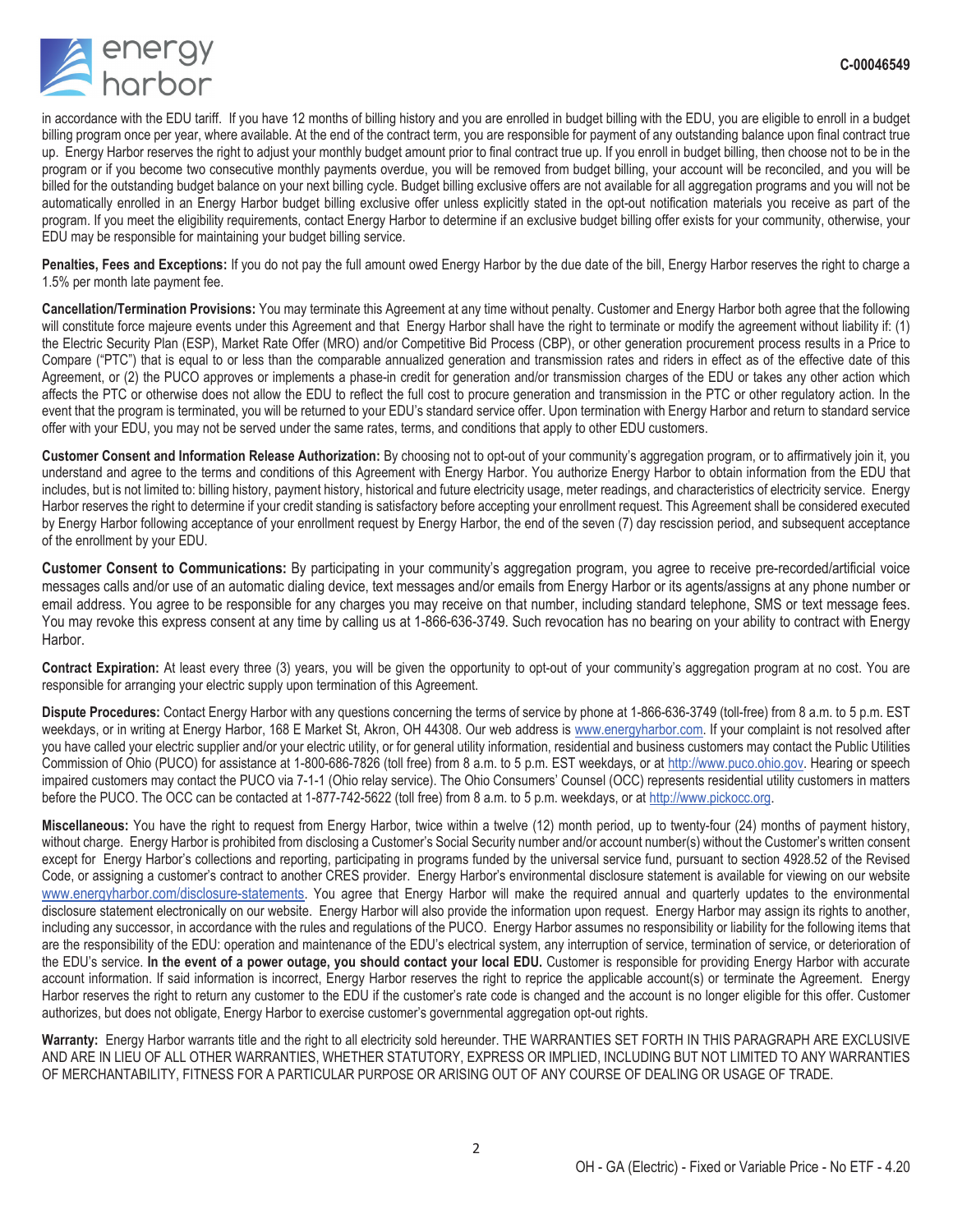in accordance with the EDU tariff. If you have 12 months of billing history and you are enrolled in budget billing with the EDU, you are eligible to enroll in a budget billing program once per year, where available. At the end of the contract term, you are responsible for payment of any outstanding balance upon final contract true up. Energy Harbor reserves the right to adjust your monthly budget amount prior to final contract true up. If you enroll in budget billing, then choose not to be in the program or if you become two consecutive monthly payments overdue, you will be removed from budget billing, your account will be reconciled, and you will be billed for the outstanding budget balance on your next billing cycle. Budget billing exclusive offers are not available for all aggregation programs and you will not be automatically enrolled in an Energy Harbor budget billing exclusive offer unless explicitly stated in the opt-out notification materials you receive as part of the program. If you meet the eligibility requirements, contact Energy Harbor to determine if an exclusive budget billing offer exists for your community, otherwise, your EDU may be responsible for maintaining your budget billing service.

**Penalties, Fees and Exceptions:** If you do not pay the full amount owed Energy Harbor by the due date of the bill, Energy Harbor reserves the right to charge a 1.5% per month late payment fee.

**Cancellation/Termination Provisions:** You may terminate this Agreement at any time without penalty. Customer and Energy Harbor both agree that the following will constitute force majeure events under this Agreement and that Energy Harbor shall have the right to terminate or modify the agreement without liability if: (1) the Electric Security Plan (ESP), Market Rate Offer (MRO) and/or Competitive Bid Process (CBP), or other generation procurement process results in a Price to Compare ("PTC") that is equal to or less than the comparable annualized generation and transmission rates and riders in effect as of the effective date of this Agreement, or (2) the PUCO approves or implements a phase-in credit for generation and/or transmission charges of the EDU or takes any other action which affects the PTC or otherwise does not allow the EDU to reflect the full cost to procure generation and transmission in the PTC or other regulatory action. In the event that the program is terminated, you will be returned to your EDU's standard service offer. Upon termination with Energy Harbor and return to standard service offer with your EDU, you may not be served under the same rates, terms, and conditions that apply to other EDU customers.

**Customer Consent and Information Release Authorization:** By choosing not to opt-out of your community's aggregation program, or to affirmatively join it, you understand and agree to the terms and conditions of this Agreement with Energy Harbor. You authorize Energy Harbor to obtain information from the EDU that includes, but is not limited to: billing history, payment history, historical and future electricity usage, meter readings, and characteristics of electricity service. Energy Harbor reserves the right to determine if your credit standing is satisfactory before accepting your enrollment request. This Agreement shall be considered executed by Energy Harbor following acceptance of your enrollment request by Energy Harbor, the end of the seven (7) day rescission period, and subsequent acceptance of the enrollment by your EDU.

**Customer Consent to Communications:** By participating in your community's aggregation program, you agree to receive pre-recorded/artificial voice messages calls and/or use of an automatic dialing device, text messages and/or emails from Energy Harbor or its agents/assigns at any phone number or email address. You agree to be responsible for any charges you may receive on that number, including standard telephone, SMS or text message fees. You may revoke this express consent at any time by calling us at 1-866-636-3749. Such revocation has no bearing on your ability to contract with Energy Harbor.

**Contract Expiration:** At least every three (3) years, you will be given the opportunity to opt-out of your community's aggregation program at no cost. You are responsible for arranging your electric supply upon termination of this Agreement.

**Dispute Procedures:** Contact Energy Harbor with any questions concerning the terms of service by phone at 1-866-636-3749 (toll-free) from 8 a.m. to 5 p.m. EST weekdays, or in writing at Energy Harbor, 168 E Market St, Akron, OH 44308. Our web address is www.energyharbor.com. If your complaint is not resolved after you have called your electric supplier and/or your electric utility, or for general utility information, residential and business customers may contact the Public Utilities Commission of Ohio (PUCO) for assistance at 1-800-686-7826 (toll free) from 8 a.m. to 5 p.m. EST weekdays, or at http://www.puco.ohio.gov. Hearing or speech impaired customers may contact the PUCO via 7-1-1 (Ohio relay service). The Ohio Consumers' Counsel (OCC) represents residential utility customers in matters before the PUCO. The OCC can be contacted at 1-877-742-5622 (toll free) from 8 a.m. to 5 p.m. weekdays, or at http://www.pickocc.org.

**Miscellaneous:** You have the right to request from Energy Harbor, twice within a twelve (12) month period, up to twenty-four (24) months of payment history, without charge. Energy Harbor is prohibited from disclosing a Customer's Social Security number and/or account number(s) without the Customer's written consent except for Energy Harbor's collections and reporting, participating in programs funded by the universal service fund, pursuant to section 4928.52 of the Revised Code, or assigning a customer's contract to another CRES provider. Energy Harbor's environmental disclosure statement is available for viewing on our website www.energyharbor.com/disclosure-statements. You agree that Energy Harbor will make the required annual and quarterly updates to the environmental disclosure statement electronically on our website. Energy Harbor will also provide the information upon request. Energy Harbor may assign its rights to another, including any successor, in accordance with the rules and regulations of the PUCO. Energy Harbor assumes no responsibility or liability for the following items that are the responsibility of the EDU: operation and maintenance of the EDU's electrical system, any interruption of service, termination of service, or deterioration of the EDU's service. **In the event of a power outage, you should contact your local EDU.** Customer is responsible for providing Energy Harbor with accurate account information. If said information is incorrect, Energy Harbor reserves the right to reprice the applicable account(s) or terminate the Agreement. Energy Harbor reserves the right to return any customer to the EDU if the customer's rate code is changed and the account is no longer eligible for this offer. Customer authorizes, but does not obligate, Energy Harbor to exercise customer's governmental aggregation opt-out rights.

**Warranty:** Energy Harbor warrants title and the right to all electricity sold hereunder. THE WARRANTIES SET FORTH IN THIS PARAGRAPH ARE EXCLUSIVE AND ARE IN LIEU OF ALL OTHER WARRANTIES, WHETHER STATUTORY, EXPRESS OR IMPLIED, INCLUDING BUT NOT LIMITED TO ANY WARRANTIES OF MERCHANTABILITY, FITNESS FOR A PARTICULAR PURPOSE OR ARISING OUT OF ANY COURSE OF DEALING OR USAGE OF TRADE.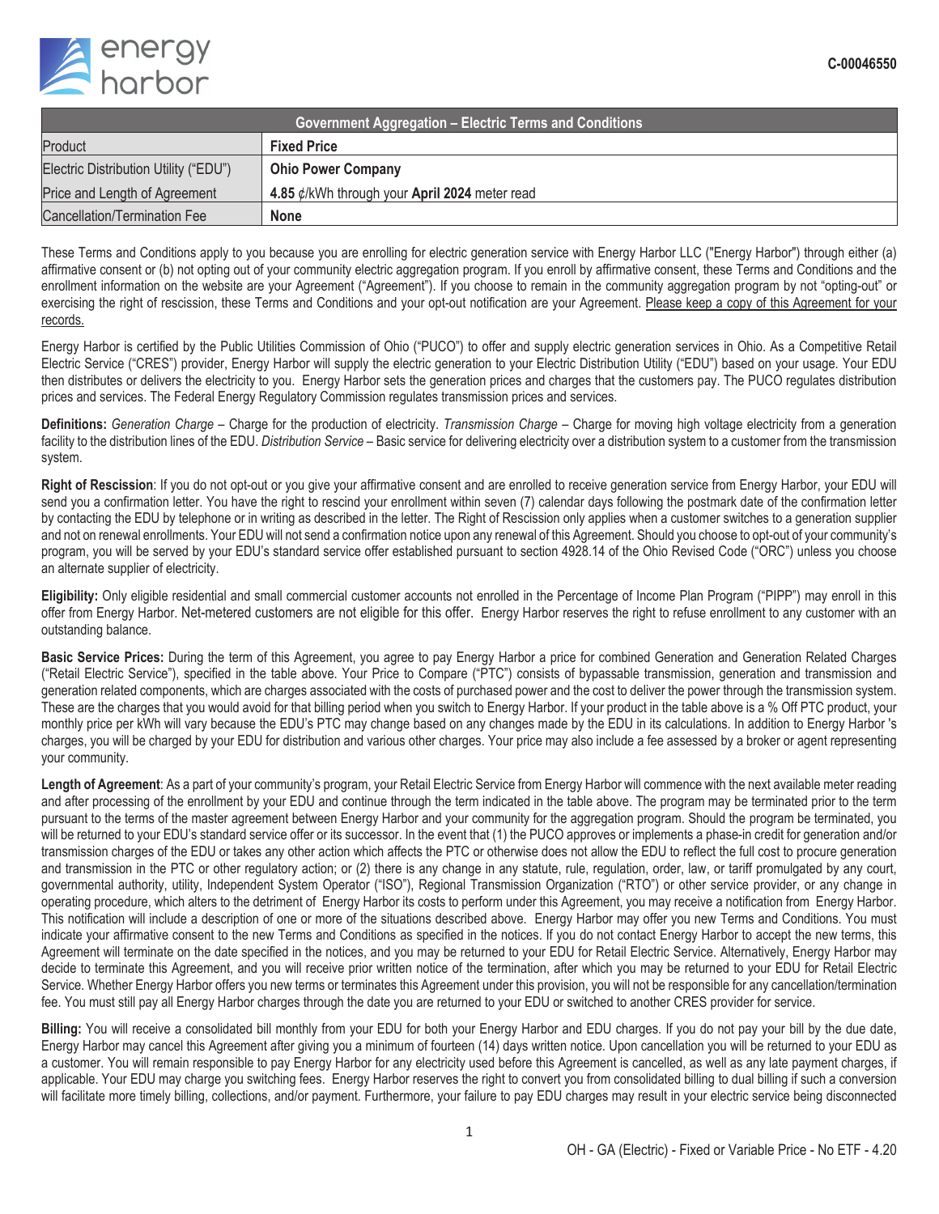C-00046550

| Government Aggregation – Electric Terms and Conditions | |
|---|---|
| Product | **Fixed Price** |
| Electric Distribution Utility ("EDU") | **Ohio Power Company** |
| Price and Length of Agreement | **4.85** ¢/kWh through your **April 2024** meter read |
| Cancellation/Termination Fee | **None** |

These Terms and Conditions apply to you because you are enrolling for electric generation service with Energy Harbor LLC ("Energy Harbor") through either (a) affirmative consent or (b) not opting out of your community electric aggregation program. If you enroll by affirmative consent, these Terms and Conditions and the enrollment information on the website are your Agreement ("Agreement"). If you choose to remain in the community aggregation program by not "opting-out" or exercising the right of rescission, these Terms and Conditions and your opt-out notification are your Agreement. Please keep a copy of this Agreement for your records.

Energy Harbor is certified by the Public Utilities Commission of Ohio ("PUCO") to offer and supply electric generation services in Ohio. As a Competitive Retail Electric Service ("CRES") provider, Energy Harbor will supply the electric generation to your Electric Distribution Utility ("EDU") based on your usage. Your EDU then distributes or delivers the electricity to you. Energy Harbor sets the generation prices and charges that the customers pay. The PUCO regulates distribution prices and services. The Federal Energy Regulatory Commission regulates transmission prices and services.

**Definitions:** *Generation Charge* – Charge for the production of electricity. *Transmission Charge* – Charge for moving high voltage electricity from a generation facility to the distribution lines of the EDU. *Distribution Service* – Basic service for delivering electricity over a distribution system to a customer from the transmission system.

**Right of Rescission**: If you do not opt-out or you give your affirmative consent and are enrolled to receive generation service from Energy Harbor, your EDU will send you a confirmation letter. You have the right to rescind your enrollment within seven (7) calendar days following the postmark date of the confirmation letter by contacting the EDU by telephone or in writing as described in the letter. The Right of Rescission only applies when a customer switches to a generation supplier and not on renewal enrollments. Your EDU will not send a confirmation notice upon any renewal of this Agreement. Should you choose to opt-out of your community's program, you will be served by your EDU's standard service offer established pursuant to section 4928.14 of the Ohio Revised Code ("ORC") unless you choose an alternate supplier of electricity.

**Eligibility:** Only eligible residential and small commercial customer accounts not enrolled in the Percentage of Income Plan Program ("PIPP") may enroll in this offer from Energy Harbor. Net-metered customers are not eligible for this offer. Energy Harbor reserves the right to refuse enrollment to any customer with an outstanding balance.

**Basic Service Prices:** During the term of this Agreement, you agree to pay Energy Harbor a price for combined Generation and Generation Related Charges ("Retail Electric Service"), specified in the table above. Your Price to Compare ("PTC") consists of bypassable transmission, generation and transmission and generation related components, which are charges associated with the costs of purchased power and the cost to deliver the power through the transmission system. These are the charges that you would avoid for that billing period when you switch to Energy Harbor. If your product in the table above is a % Off PTC product, your monthly price per kWh will vary because the EDU's PTC may change based on any changes made by the EDU in its calculations. In addition to Energy Harbor 's charges, you will be charged by your EDU for distribution and various other charges. Your price may also include a fee assessed by a broker or agent representing your community.

**Length of Agreement**: As a part of your community's program, your Retail Electric Service from Energy Harbor will commence with the next available meter reading and after processing of the enrollment by your EDU and continue through the term indicated in the table above. The program may be terminated prior to the term pursuant to the terms of the master agreement between Energy Harbor and your community for the aggregation program. Should the program be terminated, you will be returned to your EDU's standard service offer or its successor. In the event that (1) the PUCO approves or implements a phase-in credit for generation and/or transmission charges of the EDU or takes any other action which affects the PTC or otherwise does not allow the EDU to reflect the full cost to procure generation and transmission in the PTC or other regulatory action; or (2) there is any change in any statute, rule, regulation, order, law, or tariff promulgated by any court, governmental authority, utility, Independent System Operator ("ISO"), Regional Transmission Organization ("RTO") or other service provider, or any change in operating procedure, which alters to the detriment of Energy Harbor its costs to perform under this Agreement, you may receive a notification from Energy Harbor. This notification will include a description of one or more of the situations described above. Energy Harbor may offer you new Terms and Conditions. You must indicate your affirmative consent to the new Terms and Conditions as specified in the notices. If you do not contact Energy Harbor to accept the new terms, this Agreement will terminate on the date specified in the notices, and you may be returned to your EDU for Retail Electric Service. Alternatively, Energy Harbor may decide to terminate this Agreement, and you will receive prior written notice of the termination, after which you may be returned to your EDU for Retail Electric Service. Whether Energy Harbor offers you new terms or terminates this Agreement under this provision, you will not be responsible for any cancellation/termination fee. You must still pay all Energy Harbor charges through the date you are returned to your EDU or switched to another CRES provider for service.

**Billing:** You will receive a consolidated bill monthly from your EDU for both your Energy Harbor and EDU charges. If you do not pay your bill by the due date, Energy Harbor may cancel this Agreement after giving you a minimum of fourteen (14) days written notice. Upon cancellation you will be returned to your EDU as a customer. You will remain responsible to pay Energy Harbor for any electricity used before this Agreement is cancelled, as well as any late payment charges, if applicable. Your EDU may charge you switching fees. Energy Harbor reserves the right to convert you from consolidated billing to dual billing if such a conversion will facilitate more timely billing, collections, and/or payment. Furthermore, your failure to pay EDU charges may result in your electric service being disconnected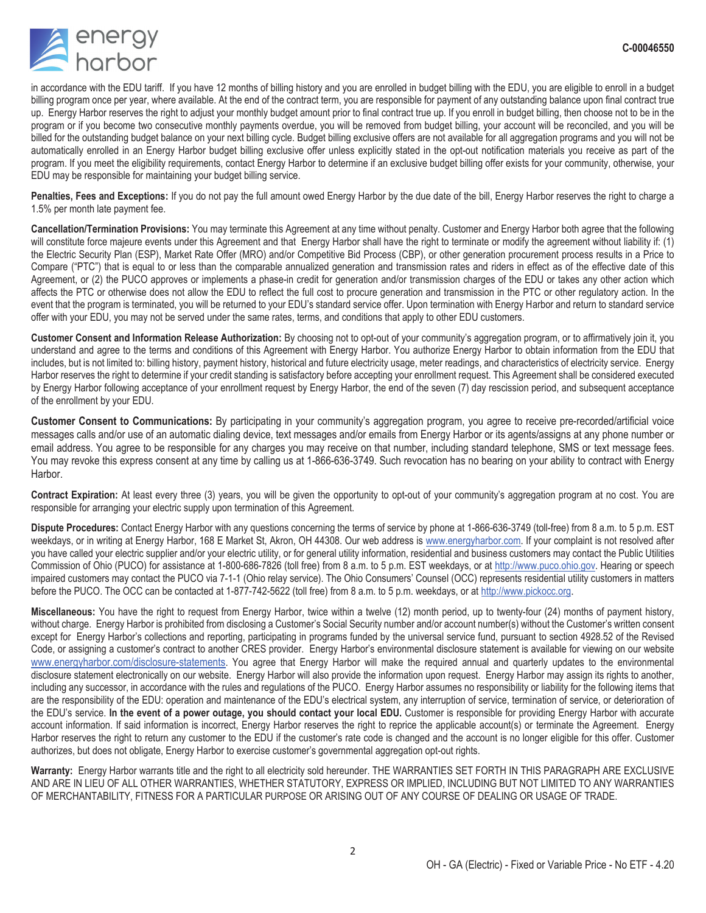in accordance with the EDU tariff. If you have 12 months of billing history and you are enrolled in budget billing with the EDU, you are eligible to enroll in a budget billing program once per year, where available. At the end of the contract term, you are responsible for payment of any outstanding balance upon final contract true up. Energy Harbor reserves the right to adjust your monthly budget amount prior to final contract true up. If you enroll in budget billing, then choose not to be in the program or if you become two consecutive monthly payments overdue, you will be removed from budget billing, your account will be reconciled, and you will be billed for the outstanding budget balance on your next billing cycle. Budget billing exclusive offers are not available for all aggregation programs and you will not be automatically enrolled in an Energy Harbor budget billing exclusive offer unless explicitly stated in the opt-out notification materials you receive as part of the program. If you meet the eligibility requirements, contact Energy Harbor to determine if an exclusive budget billing offer exists for your community, otherwise, your EDU may be responsible for maintaining your budget billing service.

**Penalties, Fees and Exceptions:** If you do not pay the full amount owed Energy Harbor by the due date of the bill, Energy Harbor reserves the right to charge a 1.5% per month late payment fee.

**Cancellation/Termination Provisions:** You may terminate this Agreement at any time without penalty. Customer and Energy Harbor both agree that the following will constitute force majeure events under this Agreement and that Energy Harbor shall have the right to terminate or modify the agreement without liability if: (1) the Electric Security Plan (ESP), Market Rate Offer (MRO) and/or Competitive Bid Process (CBP), or other generation procurement process results in a Price to Compare ("PTC") that is equal to or less than the comparable annualized generation and transmission rates and riders in effect as of the effective date of this Agreement, or (2) the PUCO approves or implements a phase-in credit for generation and/or transmission charges of the EDU or takes any other action which affects the PTC or otherwise does not allow the EDU to reflect the full cost to procure generation and transmission in the PTC or other regulatory action. In the event that the program is terminated, you will be returned to your EDU's standard service offer. Upon termination with Energy Harbor and return to standard service offer with your EDU, you may not be served under the same rates, terms, and conditions that apply to other EDU customers.

**Customer Consent and Information Release Authorization:** By choosing not to opt-out of your community's aggregation program, or to affirmatively join it, you understand and agree to the terms and conditions of this Agreement with Energy Harbor. You authorize Energy Harbor to obtain information from the EDU that includes, but is not limited to: billing history, payment history, historical and future electricity usage, meter readings, and characteristics of electricity service. Energy Harbor reserves the right to determine if your credit standing is satisfactory before accepting your enrollment request. This Agreement shall be considered executed by Energy Harbor following acceptance of your enrollment request by Energy Harbor, the end of the seven (7) day rescission period, and subsequent acceptance of the enrollment by your EDU.

**Customer Consent to Communications:** By participating in your community's aggregation program, you agree to receive pre-recorded/artificial voice messages calls and/or use of an automatic dialing device, text messages and/or emails from Energy Harbor or its agents/assigns at any phone number or email address. You agree to be responsible for any charges you may receive on that number, including standard telephone, SMS or text message fees. You may revoke this express consent at any time by calling us at 1-866-636-3749. Such revocation has no bearing on your ability to contract with Energy Harbor.

**Contract Expiration:** At least every three (3) years, you will be given the opportunity to opt-out of your community's aggregation program at no cost. You are responsible for arranging your electric supply upon termination of this Agreement.

**Dispute Procedures:** Contact Energy Harbor with any questions concerning the terms of service by phone at 1-866-636-3749 (toll-free) from 8 a.m. to 5 p.m. EST weekdays, or in writing at Energy Harbor, 168 E Market St, Akron, OH 44308. Our web address is www.energyharbor.com. If your complaint is not resolved after you have called your electric supplier and/or your electric utility, or for general utility information, residential and business customers may contact the Public Utilities Commission of Ohio (PUCO) for assistance at 1-800-686-7826 (toll free) from 8 a.m. to 5 p.m. EST weekdays, or at http://www.puco.ohio.gov. Hearing or speech impaired customers may contact the PUCO via 7-1-1 (Ohio relay service). The Ohio Consumers' Counsel (OCC) represents residential utility customers in matters before the PUCO. The OCC can be contacted at 1-877-742-5622 (toll free) from 8 a.m. to 5 p.m. weekdays, or at http://www.pickocc.org.

**Miscellaneous:** You have the right to request from Energy Harbor, twice within a twelve (12) month period, up to twenty-four (24) months of payment history, without charge. Energy Harbor is prohibited from disclosing a Customer's Social Security number and/or account number(s) without the Customer's written consent except for Energy Harbor's collections and reporting, participating in programs funded by the universal service fund, pursuant to section 4928.52 of the Revised Code, or assigning a customer's contract to another CRES provider. Energy Harbor's environmental disclosure statement is available for viewing on our website www.energyharbor.com/disclosure-statements. You agree that Energy Harbor will make the required annual and quarterly updates to the environmental disclosure statement electronically on our website. Energy Harbor will also provide the information upon request. Energy Harbor may assign its rights to another, including any successor, in accordance with the rules and regulations of the PUCO. Energy Harbor assumes no responsibility or liability for the following items that are the responsibility of the EDU: operation and maintenance of the EDU's electrical system, any interruption of service, termination of service, or deterioration of the EDU's service. **In the event of a power outage, you should contact your local EDU.** Customer is responsible for providing Energy Harbor with accurate account information. If said information is incorrect, Energy Harbor reserves the right to reprice the applicable account(s) or terminate the Agreement. Energy Harbor reserves the right to return any customer to the EDU if the customer's rate code is changed and the account is no longer eligible for this offer. Customer authorizes, but does not obligate, Energy Harbor to exercise customer's governmental aggregation opt-out rights.

**Warranty:** Energy Harbor warrants title and the right to all electricity sold hereunder. THE WARRANTIES SET FORTH IN THIS PARAGRAPH ARE EXCLUSIVE AND ARE IN LIEU OF ALL OTHER WARRANTIES, WHETHER STATUTORY, EXPRESS OR IMPLIED, INCLUDING BUT NOT LIMITED TO ANY WARRANTIES OF MERCHANTABILITY, FITNESS FOR A PARTICULAR PURPOSE OR ARISING OUT OF ANY COURSE OF DEALING OR USAGE OF TRADE.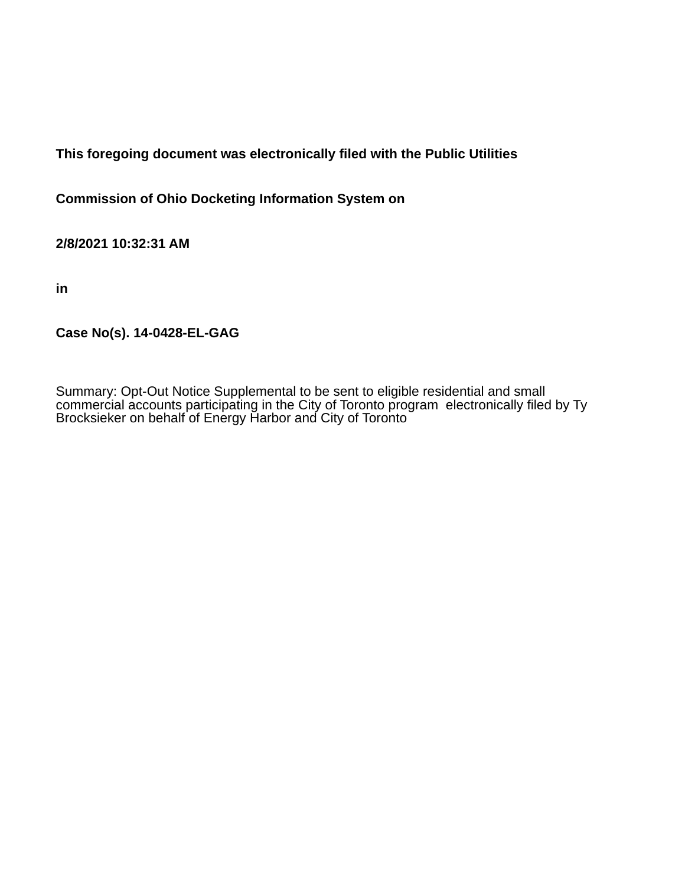**This foregoing document was electronically filed with the Public Utilities**

**Commission of Ohio Docketing Information System on**

**2/8/2021 10:32:31 AM**

**in**

**Case No(s). 14-0428-EL-GAG**

Summary: Opt-Out Notice Supplemental to be sent to eligible residential and small commercial accounts participating in the City of Toronto program electronically filed by Ty Brocksieker on behalf of Energy Harbor and City of Toronto